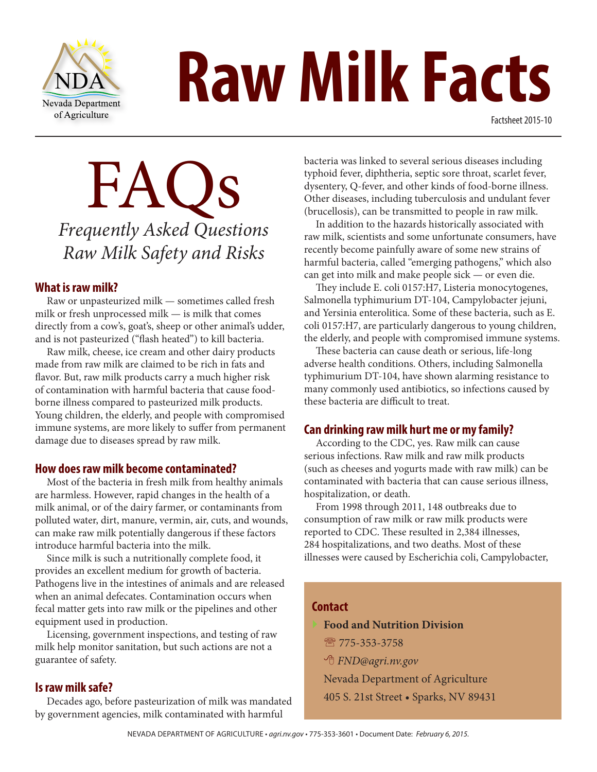NDA
Nevada Department of Agriculture

# Raw Milk Facts

Factsheet 2015-10

# FAQs

*Frequently Asked Questions*
*Raw Milk Safety and Risks*

## What is raw milk?

Raw or unpasteurized milk — sometimes called fresh milk or fresh unprocessed milk — is milk that comes directly from a cow's, goat's, sheep or other animal's udder, and is not pasteurized ("flash heated") to kill bacteria.

Raw milk, cheese, ice cream and other dairy products made from raw milk are claimed to be rich in fats and flavor. But, raw milk products carry a much higher risk of contamination with harmful bacteria that cause food-borne illness compared to pasteurized milk products. Young children, the elderly, and people with compromised immune systems, are more likely to suffer from permanent damage due to diseases spread by raw milk.

## How does raw milk become contaminated?

Most of the bacteria in fresh milk from healthy animals are harmless. However, rapid changes in the health of a milk animal, or of the dairy farmer, or contaminants from polluted water, dirt, manure, vermin, air, cuts, and wounds, can make raw milk potentially dangerous if these factors introduce harmful bacteria into the milk.

Since milk is such a nutritionally complete food, it provides an excellent medium for growth of bacteria. Pathogens live in the intestines of animals and are released when an animal defecates. Contamination occurs when fecal matter gets into raw milk or the pipelines and other equipment used in production.

Licensing, government inspections, and testing of raw milk help monitor sanitation, but such actions are not a guarantee of safety.

## Is raw milk safe?

Decades ago, before pasteurization of milk was mandated by government agencies, milk contaminated with harmful bacteria was linked to several serious diseases including typhoid fever, diphtheria, septic sore throat, scarlet fever, dysentery, Q-fever, and other kinds of food-borne illness. Other diseases, including tuberculosis and undulant fever (brucellosis), can be transmitted to people in raw milk.

In addition to the hazards historically associated with raw milk, scientists and some unfortunate consumers, have recently become painfully aware of some new strains of harmful bacteria, called "emerging pathogens," which also can get into milk and make people sick — or even die.

They include E. coli 0157:H7, Listeria monocytogenes, Salmonella typhimurium DT-104, Campylobacter jejuni, and Yersinia enterolitica. Some of these bacteria, such as E. coli 0157:H7, are particularly dangerous to young children, the elderly, and people with compromised immune systems.

These bacteria can cause death or serious, life-long adverse health conditions. Others, including Salmonella typhimurium DT-104, have shown alarming resistance to many commonly used antibiotics, so infections caused by these bacteria are difficult to treat.

## Can drinking raw milk hurt me or my family?

According to the CDC, yes. Raw milk can cause serious infections. Raw milk and raw milk products (such as cheeses and yogurts made with raw milk) can be contaminated with bacteria that can cause serious illness, hospitalization, or death.

From 1998 through 2011, 148 outbreaks due to consumption of raw milk or raw milk products were reported to CDC. These resulted in 2,384 illnesses, 284 hospitalizations, and two deaths. Most of these illnesses were caused by Escherichia coli, Campylobacter,

### Contact

- **Food and Nutrition Division**

  ☎ 775-353-3758

  *FND@agri.nv.gov*

  Nevada Department of Agriculture

  405 S. 21st Street • Sparks, NV 89431

NEVADA DEPARTMENT OF AGRICULTURE • *agri.nv.gov* • 775-353-3601 • Document Date: *February 6, 2015.*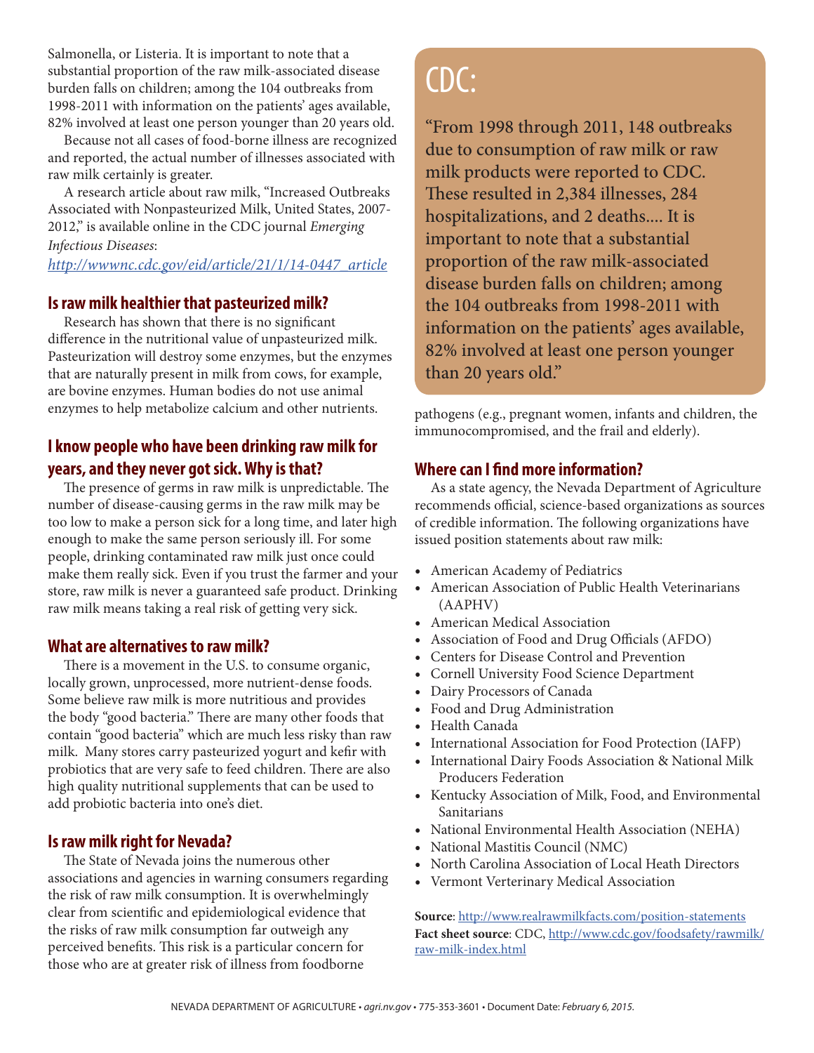Salmonella, or Listeria. It is important to note that a substantial proportion of the raw milk-associated disease burden falls on children; among the 104 outbreaks from 1998-2011 with information on the patients' ages available, 82% involved at least one person younger than 20 years old.

Because not all cases of food-borne illness are recognized and reported, the actual number of illnesses associated with raw milk certainly is greater.

A research article about raw milk, "Increased Outbreaks Associated with Nonpasteurized Milk, United States, 2007-2012," is available online in the CDC journal *Emerging Infectious Diseases*:
http://wwwnc.cdc.gov/eid/article/21/1/14-0447_article

## Is raw milk healthier that pasteurized milk?

Research has shown that there is no significant difference in the nutritional value of unpasteurized milk. Pasteurization will destroy some enzymes, but the enzymes that are naturally present in milk from cows, for example, are bovine enzymes. Human bodies do not use animal enzymes to help metabolize calcium and other nutrients.

## I know people who have been drinking raw milk for years, and they never got sick. Why is that?

The presence of germs in raw milk is unpredictable. The number of disease-causing germs in the raw milk may be too low to make a person sick for a long time, and later high enough to make the same person seriously ill. For some people, drinking contaminated raw milk just once could make them really sick. Even if you trust the farmer and your store, raw milk is never a guaranteed safe product. Drinking raw milk means taking a real risk of getting very sick.

## What are alternatives to raw milk?

There is a movement in the U.S. to consume organic, locally grown, unprocessed, more nutrient-dense foods. Some believe raw milk is more nutritious and provides the body "good bacteria." There are many other foods that contain "good bacteria" which are much less risky than raw milk. Many stores carry pasteurized yogurt and kefir with probiotics that are very safe to feed children. There are also high quality nutritional supplements that can be used to add probiotic bacteria into one's diet.

## Is raw milk right for Nevada?

The State of Nevada joins the numerous other associations and agencies in warning consumers regarding the risk of raw milk consumption. It is overwhelmingly clear from scientific and epidemiological evidence that the risks of raw milk consumption far outweigh any perceived benefits. This risk is a particular concern for those who are at greater risk of illness from foodborne pathogens (e.g., pregnant women, infants and children, the immunocompromised, and the frail and elderly).

## CDC:

"From 1998 through 2011, 148 outbreaks due to consumption of raw milk or raw milk products were reported to CDC. These resulted in 2,384 illnesses, 284 hospitalizations, and 2 deaths.... It is important to note that a substantial proportion of the raw milk-associated disease burden falls on children; among the 104 outbreaks from 1998-2011 with information on the patients' ages available, 82% involved at least one person younger than 20 years old."

## Where can I find more information?

As a state agency, the Nevada Department of Agriculture recommends official, science-based organizations as sources of credible information. The following organizations have issued position statements about raw milk:

- American Academy of Pediatrics
- American Association of Public Health Veterinarians (AAPHV)
- American Medical Association
- Association of Food and Drug Officials (AFDO)
- Centers for Disease Control and Prevention
- Cornell University Food Science Department
- Dairy Processors of Canada
- Food and Drug Administration
- Health Canada
- International Association for Food Protection (IAFP)
- International Dairy Foods Association & National Milk Producers Federation
- Kentucky Association of Milk, Food, and Environmental Sanitarians
- National Environmental Health Association (NEHA)
- National Mastitis Council (NMC)
- North Carolina Association of Local Heath Directors
- Vermont Veterinary Medical Association

**Source**: http://www.realrawmilkfacts.com/position-statements
**Fact sheet source**: CDC, http://www.cdc.gov/foodsafety/rawmilk/raw-milk-index.html

NEVADA DEPARTMENT OF AGRICULTURE • *agri.nv.gov* • 775-353-3601 • Document Date: *February 6, 2015.*